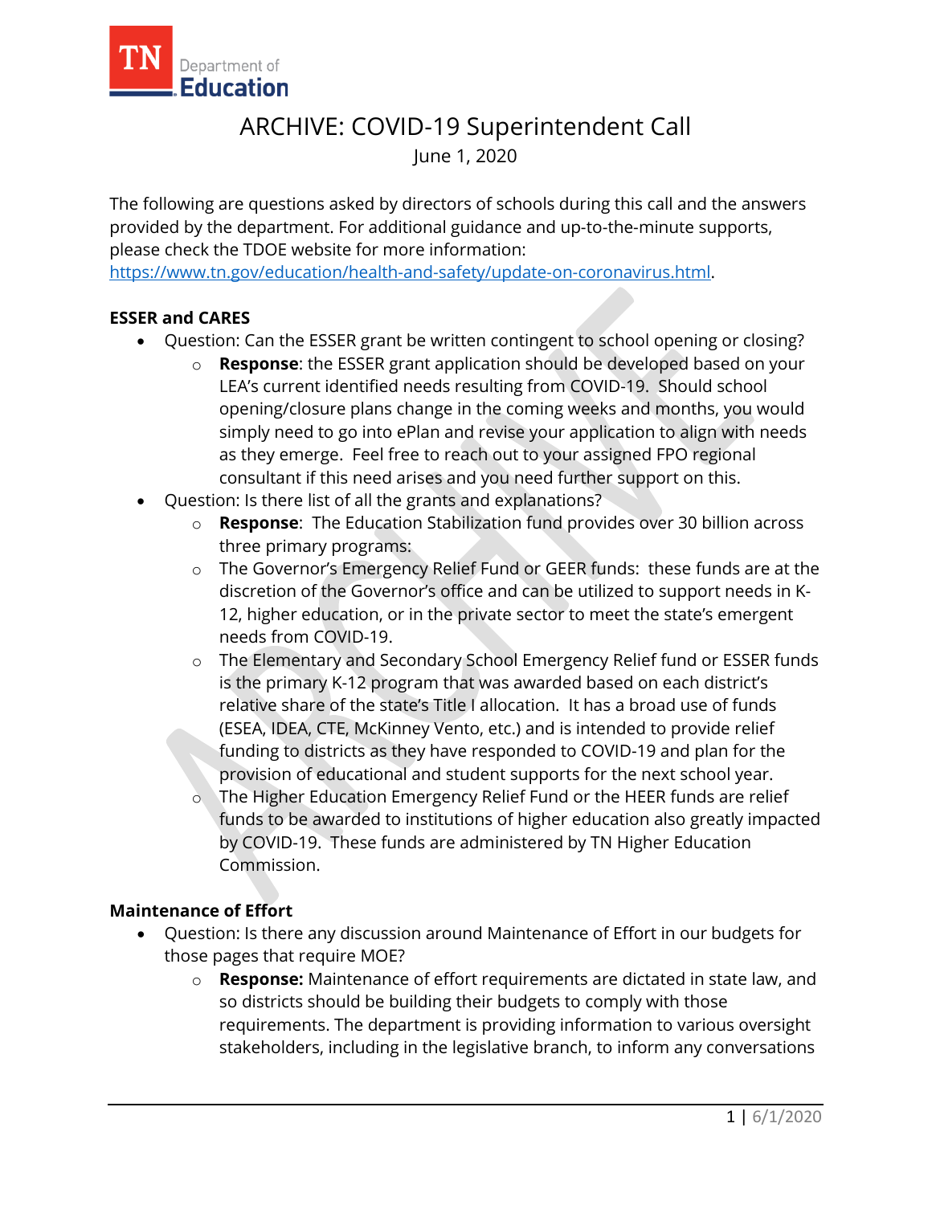# ARCHIVE: COVID-19 Superintendent Call

June 1, 2020

The following are questions asked by directors of schools during this call and the answers provided by the department. For additional guidance and up-to-the-minute supports, please check the TDOE website for more information: https://www.tn.gov/education/health-and-safety/update-on-coronavirus.html.

**ESSER and CARES**

- Question: Can the ESSER grant be written contingent to school opening or closing?
  - **Response**: the ESSER grant application should be developed based on your LEA's current identified needs resulting from COVID-19. Should school opening/closure plans change in the coming weeks and months, you would simply need to go into ePlan and revise your application to align with needs as they emerge. Feel free to reach out to your assigned FPO regional consultant if this need arises and you need further support on this.
- Question: Is there list of all the grants and explanations?
  - **Response**: The Education Stabilization fund provides over 30 billion across three primary programs:
  - The Governor's Emergency Relief Fund or GEER funds: these funds are at the discretion of the Governor's office and can be utilized to support needs in K-12, higher education, or in the private sector to meet the state's emergent needs from COVID-19.
  - The Elementary and Secondary School Emergency Relief fund or ESSER funds is the primary K-12 program that was awarded based on each district's relative share of the state's Title I allocation. It has a broad use of funds (ESEA, IDEA, CTE, McKinney Vento, etc.) and is intended to provide relief funding to districts as they have responded to COVID-19 and plan for the provision of educational and student supports for the next school year.
  - The Higher Education Emergency Relief Fund or the HEER funds are relief funds to be awarded to institutions of higher education also greatly impacted by COVID-19. These funds are administered by TN Higher Education Commission.

**Maintenance of Effort**

- Question: Is there any discussion around Maintenance of Effort in our budgets for those pages that require MOE?
  - **Response:** Maintenance of effort requirements are dictated in state law, and so districts should be building their budgets to comply with those requirements. The department is providing information to various oversight stakeholders, including in the legislative branch, to inform any conversations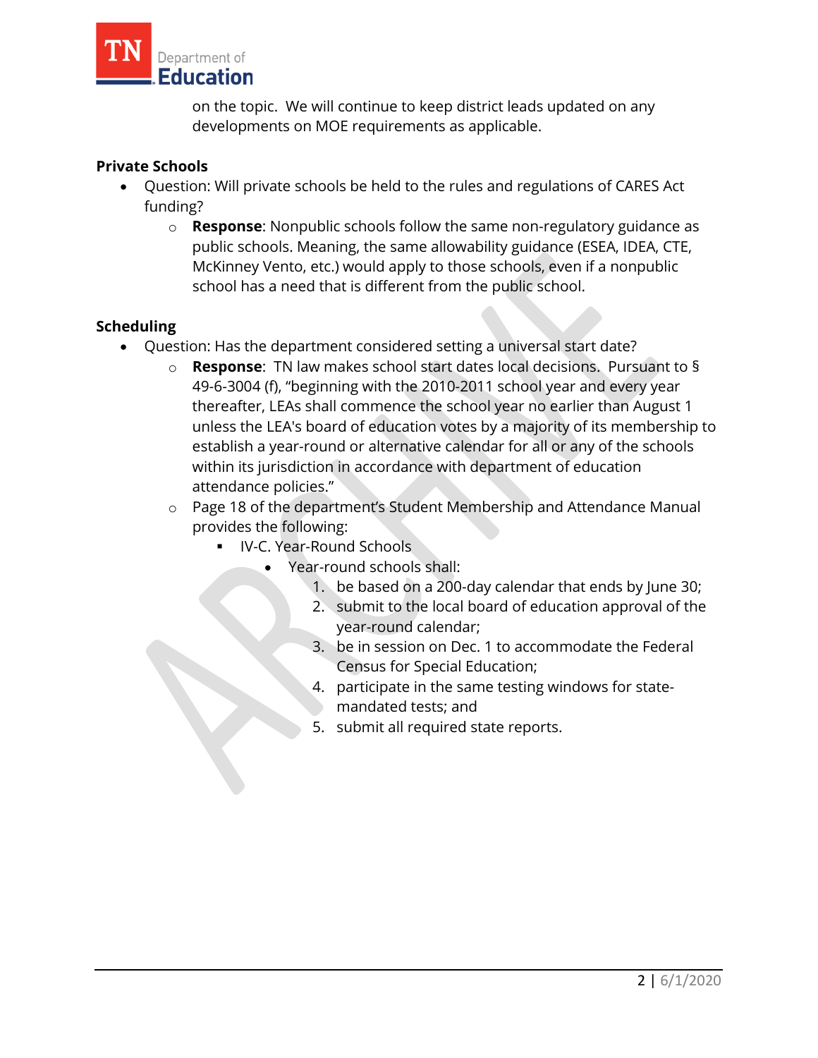on the topic. We will continue to keep district leads updated on any developments on MOE requirements as applicable.

**Private Schools**

- Question: Will private schools be held to the rules and regulations of CARES Act funding?
  - **Response**: Nonpublic schools follow the same non-regulatory guidance as public schools. Meaning, the same allowability guidance (ESEA, IDEA, CTE, McKinney Vento, etc.) would apply to those schools, even if a nonpublic school has a need that is different from the public school.

**Scheduling**

- Question: Has the department considered setting a universal start date?
  - **Response**: TN law makes school start dates local decisions. Pursuant to § 49-6-3004 (f), "beginning with the 2010-2011 school year and every year thereafter, LEAs shall commence the school year no earlier than August 1 unless the LEA's board of education votes by a majority of its membership to establish a year-round or alternative calendar for all or any of the schools within its jurisdiction in accordance with department of education attendance policies."
  - Page 18 of the department's Student Membership and Attendance Manual provides the following:
    - IV-C. Year-Round Schools
      - Year-round schools shall:
        1. be based on a 200-day calendar that ends by June 30;
        2. submit to the local board of education approval of the year-round calendar;
        3. be in session on Dec. 1 to accommodate the Federal Census for Special Education;
        4. participate in the same testing windows for state-mandated tests; and
        5. submit all required state reports.